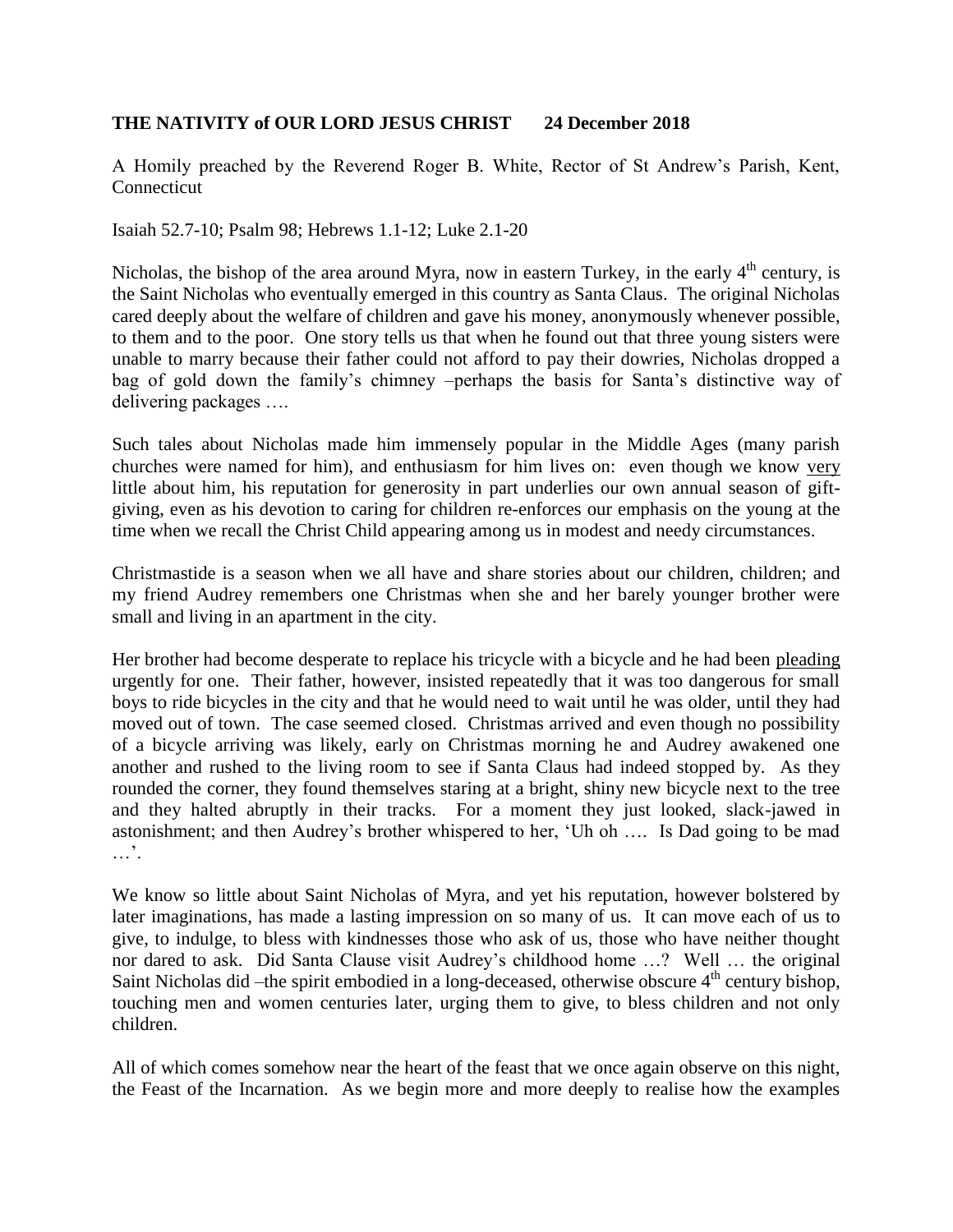**THE NATIVITY of OUR LORD JESUS CHRIST      24 December 2018**

A Homily preached by the Reverend Roger B. White, Rector of St Andrew's Parish, Kent, Connecticut

Isaiah 52.7-10; Psalm 98; Hebrews 1.1-12; Luke 2.1-20

Nicholas, the bishop of the area around Myra, now in eastern Turkey, in the early 4th century, is the Saint Nicholas who eventually emerged in this country as Santa Claus. The original Nicholas cared deeply about the welfare of children and gave his money, anonymously whenever possible, to them and to the poor. One story tells us that when he found out that three young sisters were unable to marry because their father could not afford to pay their dowries, Nicholas dropped a bag of gold down the family's chimney –perhaps the basis for Santa's distinctive way of delivering packages ….

Such tales about Nicholas made him immensely popular in the Middle Ages (many parish churches were named for him), and enthusiasm for him lives on: even though we know <u>very</u> little about him, his reputation for generosity in part underlies our own annual season of gift-giving, even as his devotion to caring for children re-enforces our emphasis on the young at the time when we recall the Christ Child appearing among us in modest and needy circumstances.

Christmastide is a season when we all have and share stories about our children, children; and my friend Audrey remembers one Christmas when she and her barely younger brother were small and living in an apartment in the city.

Her brother had become desperate to replace his tricycle with a bicycle and he had been <u>pleading</u> urgently for one. Their father, however, insisted repeatedly that it was too dangerous for small boys to ride bicycles in the city and that he would need to wait until he was older, until they had moved out of town. The case seemed closed. Christmas arrived and even though no possibility of a bicycle arriving was likely, early on Christmas morning he and Audrey awakened one another and rushed to the living room to see if Santa Claus had indeed stopped by. As they rounded the corner, they found themselves staring at a bright, shiny new bicycle next to the tree and they halted abruptly in their tracks. For a moment they just looked, slack-jawed in astonishment; and then Audrey's brother whispered to her, 'Uh oh …. Is Dad going to be mad …'.

We know so little about Saint Nicholas of Myra, and yet his reputation, however bolstered by later imaginations, has made a lasting impression on so many of us. It can move each of us to give, to indulge, to bless with kindnesses those who ask of us, those who have neither thought nor dared to ask. Did Santa Clause visit Audrey's childhood home …? Well … the original Saint Nicholas did –the spirit embodied in a long-deceased, otherwise obscure 4th century bishop, touching men and women centuries later, urging them to give, to bless children and not only children.

All of which comes somehow near the heart of the feast that we once again observe on this night, the Feast of the Incarnation. As we begin more and more deeply to realise how the examples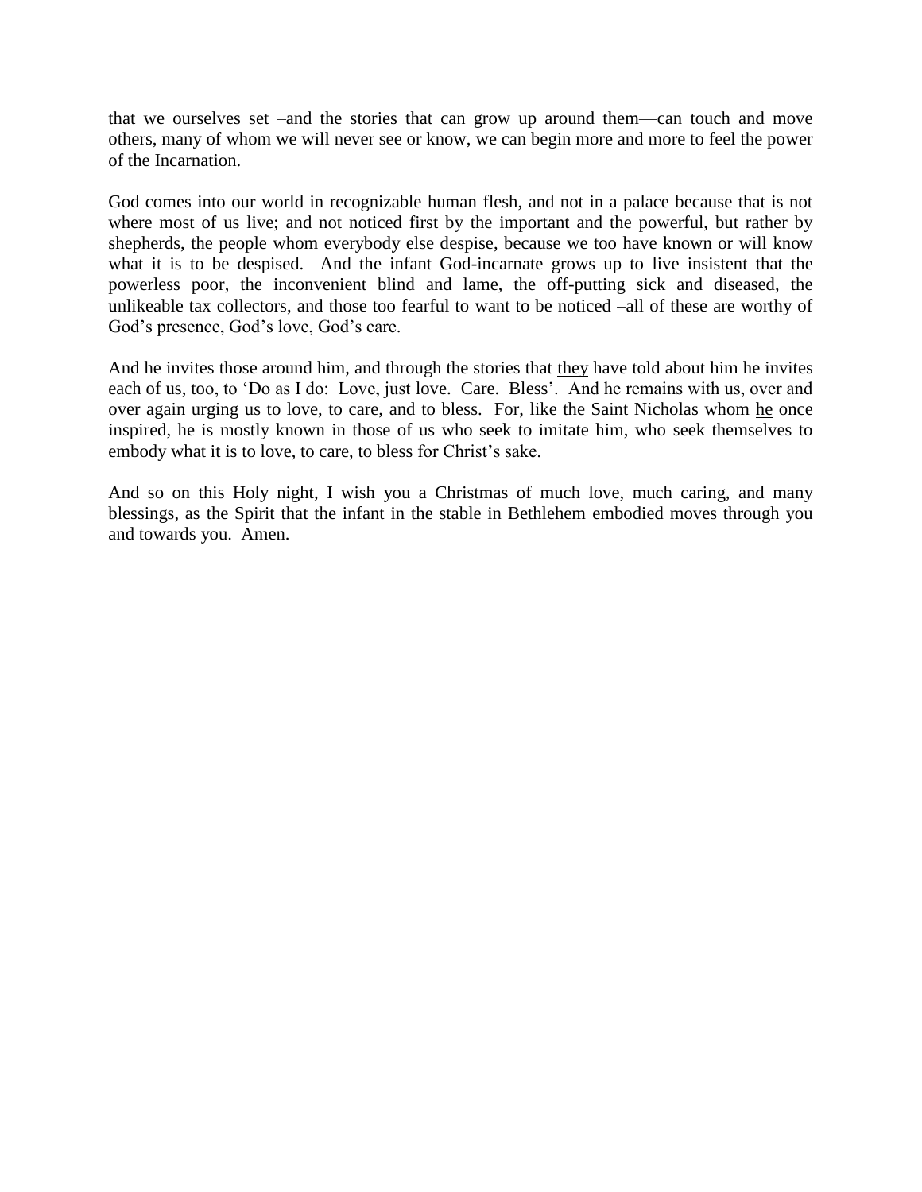that we ourselves set –and the stories that can grow up around them—can touch and move others, many of whom we will never see or know, we can begin more and more to feel the power of the Incarnation.

God comes into our world in recognizable human flesh, and not in a palace because that is not where most of us live; and not noticed first by the important and the powerful, but rather by shepherds, the people whom everybody else despise, because we too have known or will know what it is to be despised. And the infant God-incarnate grows up to live insistent that the powerless poor, the inconvenient blind and lame, the off-putting sick and diseased, the unlikeable tax collectors, and those too fearful to want to be noticed –all of these are worthy of God's presence, God's love, God's care.

And he invites those around him, and through the stories that <u>they</u> have told about him he invites each of us, too, to 'Do as I do: Love, just <u>love</u>. Care. Bless'. And he remains with us, over and over again urging us to love, to care, and to bless. For, like the Saint Nicholas whom <u>he</u> once inspired, he is mostly known in those of us who seek to imitate him, who seek themselves to embody what it is to love, to care, to bless for Christ's sake.

And so on this Holy night, I wish you a Christmas of much love, much caring, and many blessings, as the Spirit that the infant in the stable in Bethlehem embodied moves through you and towards you. Amen.